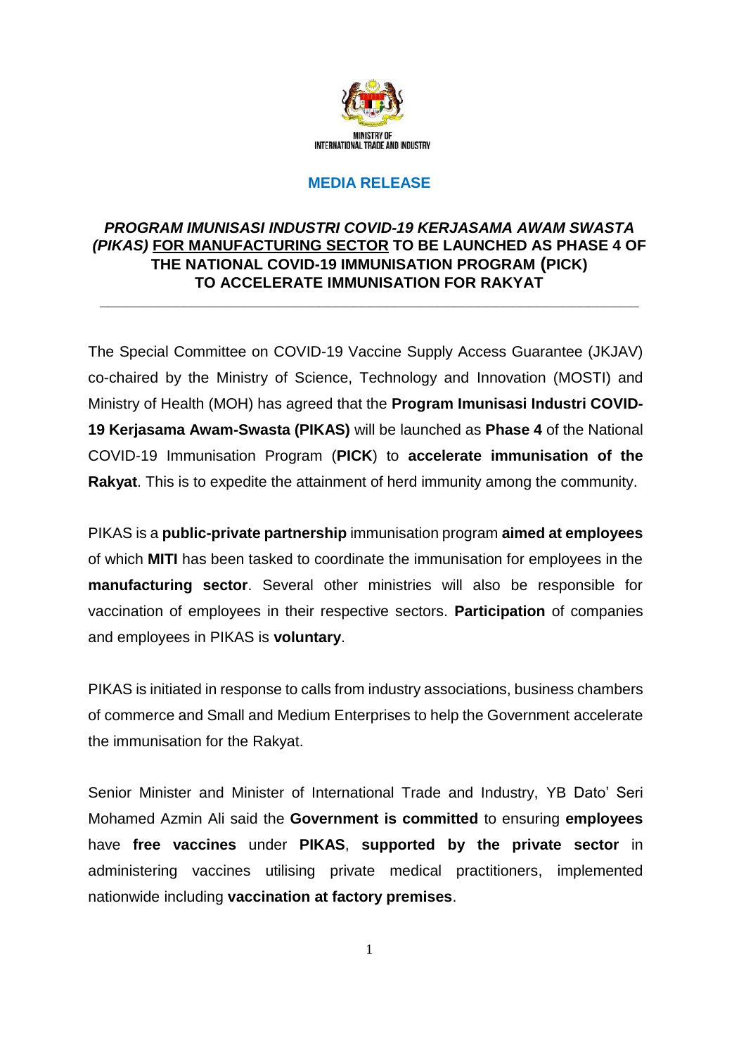MINISTRY OF
INTERNATIONAL TRADE AND INDUSTRY

**MEDIA RELEASE**

# ***PROGRAM IMUNISASI INDUSTRI COVID-19 KERJASAMA AWAM SWASTA (PIKAS)*** **FOR MANUFACTURING SECTOR TO BE LAUNCHED AS PHASE 4 OF THE NATIONAL COVID-19 IMMUNISATION PROGRAM (PICK) TO ACCELERATE IMMUNISATION FOR RAKYAT**

---

The Special Committee on COVID-19 Vaccine Supply Access Guarantee (JKJAV) co-chaired by the Ministry of Science, Technology and Innovation (MOSTI) and Ministry of Health (MOH) has agreed that the **Program Imunisasi Industri COVID-19 Kerjasama Awam-Swasta (PIKAS)** will be launched as **Phase 4** of the National COVID-19 Immunisation Program (**PICK**) to **accelerate immunisation of the Rakyat**. This is to expedite the attainment of herd immunity among the community.

PIKAS is a **public-private partnership** immunisation program **aimed at employees** of which **MITI** has been tasked to coordinate the immunisation for employees in the **manufacturing sector**. Several other ministries will also be responsible for vaccination of employees in their respective sectors. **Participation** of companies and employees in PIKAS is **voluntary**.

PIKAS is initiated in response to calls from industry associations, business chambers of commerce and Small and Medium Enterprises to help the Government accelerate the immunisation for the Rakyat.

Senior Minister and Minister of International Trade and Industry, YB Dato' Seri Mohamed Azmin Ali said the **Government is committed** to ensuring **employees** have **free vaccines** under **PIKAS**, **supported by the private sector** in administering vaccines utilising private medical practitioners, implemented nationwide including **vaccination at factory premises**.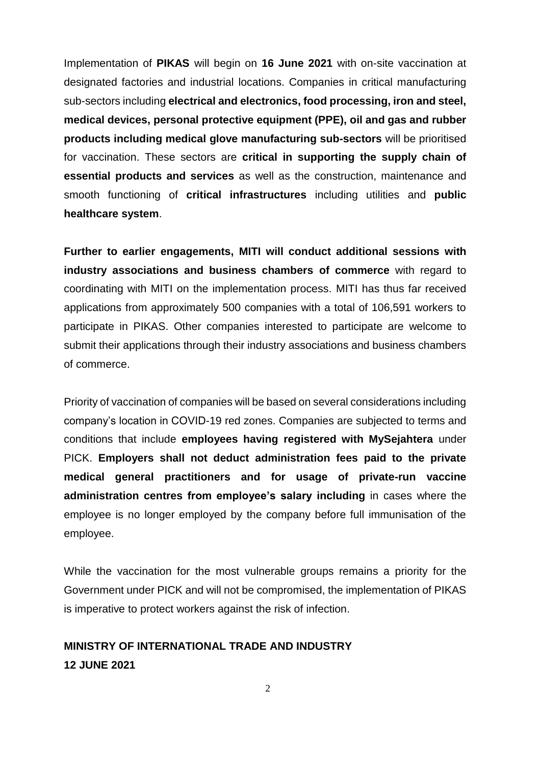Implementation of **PIKAS** will begin on **16 June 2021** with on-site vaccination at designated factories and industrial locations. Companies in critical manufacturing sub-sectors including **electrical and electronics, food processing, iron and steel, medical devices, personal protective equipment (PPE), oil and gas and rubber products including medical glove manufacturing sub-sectors** will be prioritised for vaccination. These sectors are **critical in supporting the supply chain of essential products and services** as well as the construction, maintenance and smooth functioning of **critical infrastructures** including utilities and **public healthcare system**.

**Further to earlier engagements, MITI will conduct additional sessions with industry associations and business chambers of commerce** with regard to coordinating with MITI on the implementation process. MITI has thus far received applications from approximately 500 companies with a total of 106,591 workers to participate in PIKAS. Other companies interested to participate are welcome to submit their applications through their industry associations and business chambers of commerce.

Priority of vaccination of companies will be based on several considerations including company's location in COVID-19 red zones. Companies are subjected to terms and conditions that include **employees having registered with MySejahtera** under PICK. **Employers shall not deduct administration fees paid to the private medical general practitioners and for usage of private-run vaccine administration centres from employee's salary including** in cases where the employee is no longer employed by the company before full immunisation of the employee.

While the vaccination for the most vulnerable groups remains a priority for the Government under PICK and will not be compromised, the implementation of PIKAS is imperative to protect workers against the risk of infection.

**MINISTRY OF INTERNATIONAL TRADE AND INDUSTRY**
**12 JUNE 2021**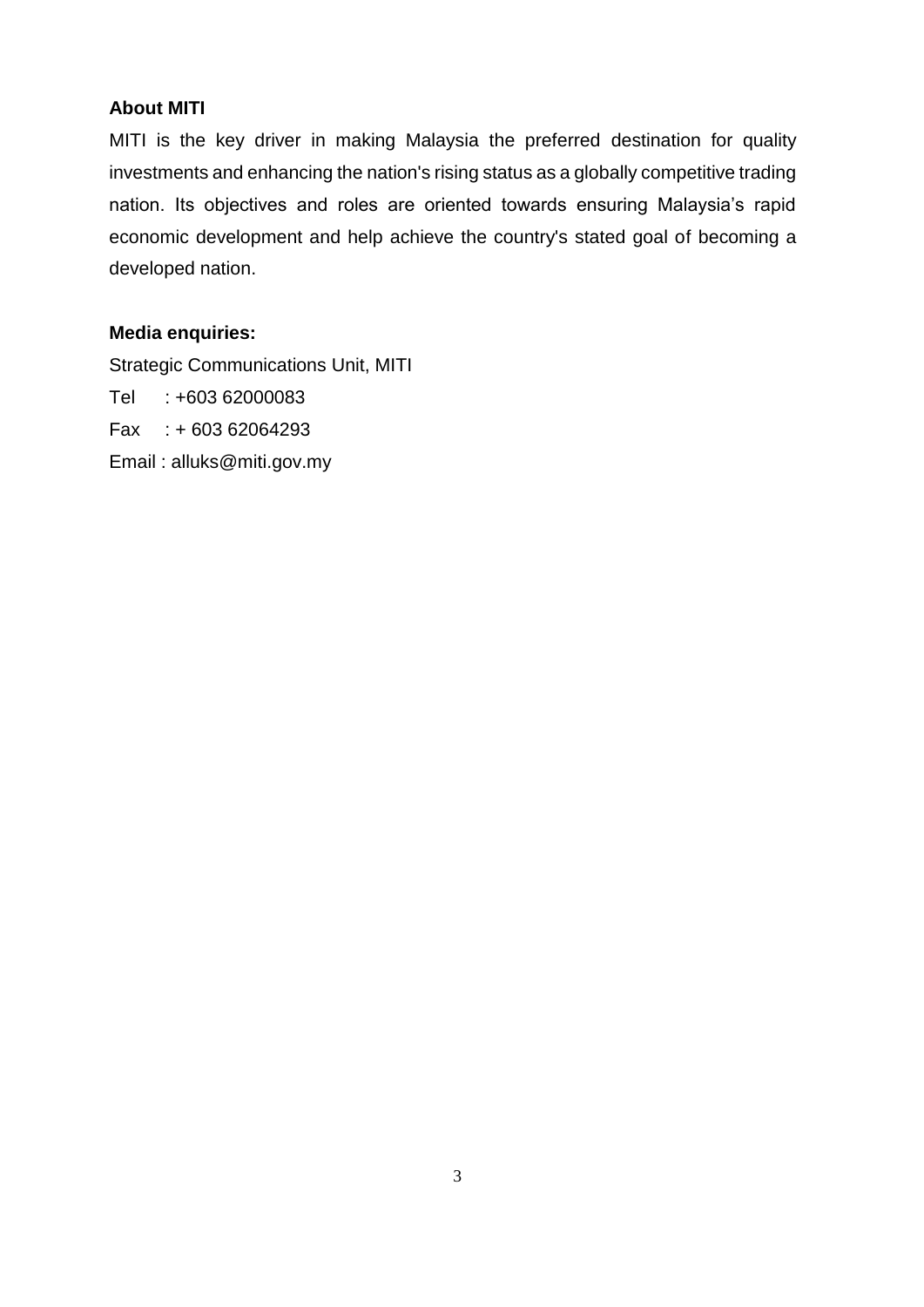**About MITI**

MITI is the key driver in making Malaysia the preferred destination for quality investments and enhancing the nation's rising status as a globally competitive trading nation. Its objectives and roles are oriented towards ensuring Malaysia's rapid economic development and help achieve the country's stated goal of becoming a developed nation.

**Media enquiries:**

Strategic Communications Unit, MITI

Tel : +603 62000083

Fax : + 603 62064293

Email : alluks@miti.gov.my